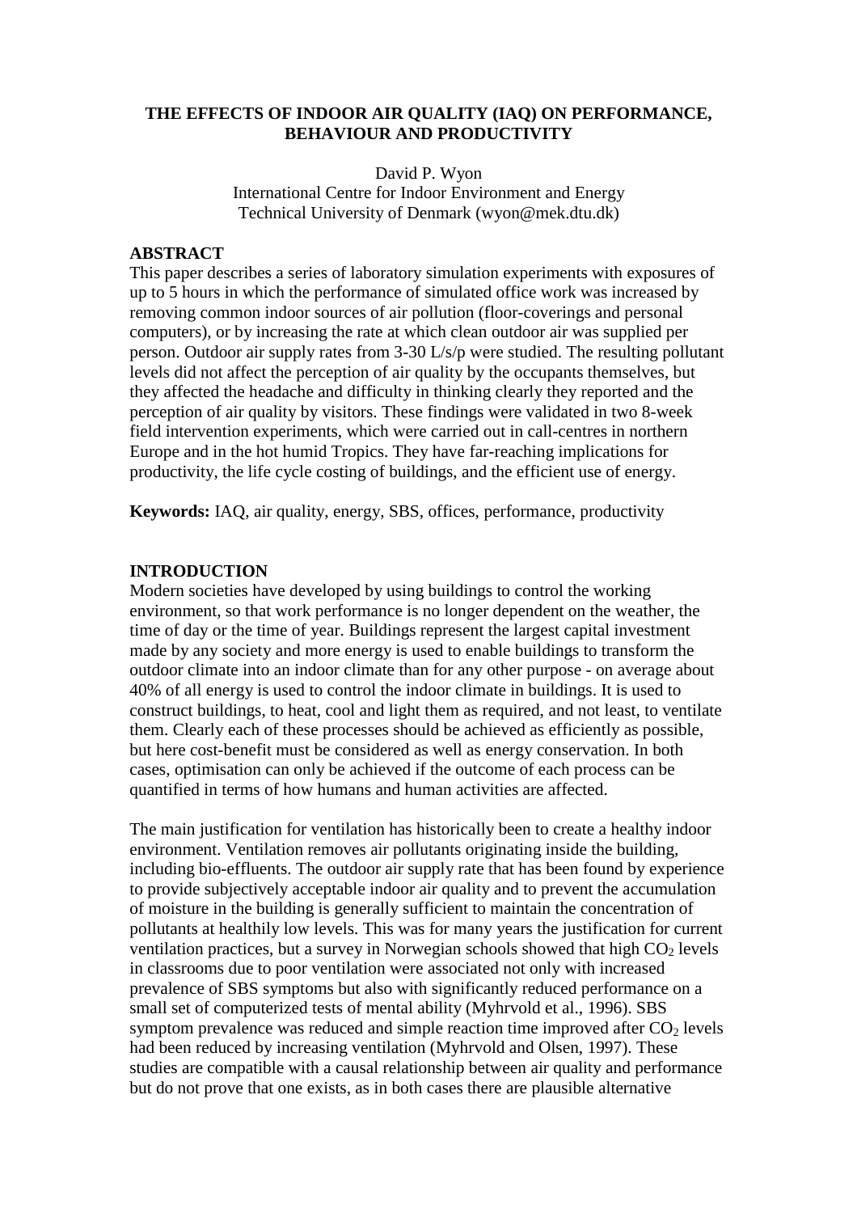# THE EFFECTS OF INDOOR AIR QUALITY (IAQ) ON PERFORMANCE, BEHAVIOUR AND PRODUCTIVITY

David P. Wyon
International Centre for Indoor Environment and Energy
Technical University of Denmark (wyon@mek.dtu.dk)

## ABSTRACT

This paper describes a series of laboratory simulation experiments with exposures of up to 5 hours in which the performance of simulated office work was increased by removing common indoor sources of air pollution (floor-coverings and personal computers), or by increasing the rate at which clean outdoor air was supplied per person. Outdoor air supply rates from 3-30 L/s/p were studied. The resulting pollutant levels did not affect the perception of air quality by the occupants themselves, but they affected the headache and difficulty in thinking clearly they reported and the perception of air quality by visitors. These findings were validated in two 8-week field intervention experiments, which were carried out in call-centres in northern Europe and in the hot humid Tropics. They have far-reaching implications for productivity, the life cycle costing of buildings, and the efficient use of energy.

**Keywords:** IAQ, air quality, energy, SBS, offices, performance, productivity

## INTRODUCTION

Modern societies have developed by using buildings to control the working environment, so that work performance is no longer dependent on the weather, the time of day or the time of year. Buildings represent the largest capital investment made by any society and more energy is used to enable buildings to transform the outdoor climate into an indoor climate than for any other purpose - on average about 40% of all energy is used to control the indoor climate in buildings. It is used to construct buildings, to heat, cool and light them as required, and not least, to ventilate them. Clearly each of these processes should be achieved as efficiently as possible, but here cost-benefit must be considered as well as energy conservation. In both cases, optimisation can only be achieved if the outcome of each process can be quantified in terms of how humans and human activities are affected.

The main justification for ventilation has historically been to create a healthy indoor environment. Ventilation removes air pollutants originating inside the building, including bio-effluents. The outdoor air supply rate that has been found by experience to provide subjectively acceptable indoor air quality and to prevent the accumulation of moisture in the building is generally sufficient to maintain the concentration of pollutants at healthily low levels. This was for many years the justification for current ventilation practices, but a survey in Norwegian schools showed that high $CO_2$ levels in classrooms due to poor ventilation were associated not only with increased prevalence of SBS symptoms but also with significantly reduced performance on a small set of computerized tests of mental ability (Myhrvold et al., 1996). SBS symptom prevalence was reduced and simple reaction time improved after $CO_2$ levels had been reduced by increasing ventilation (Myhrvold and Olsen, 1997). These studies are compatible with a causal relationship between air quality and performance but do not prove that one exists, as in both cases there are plausible alternative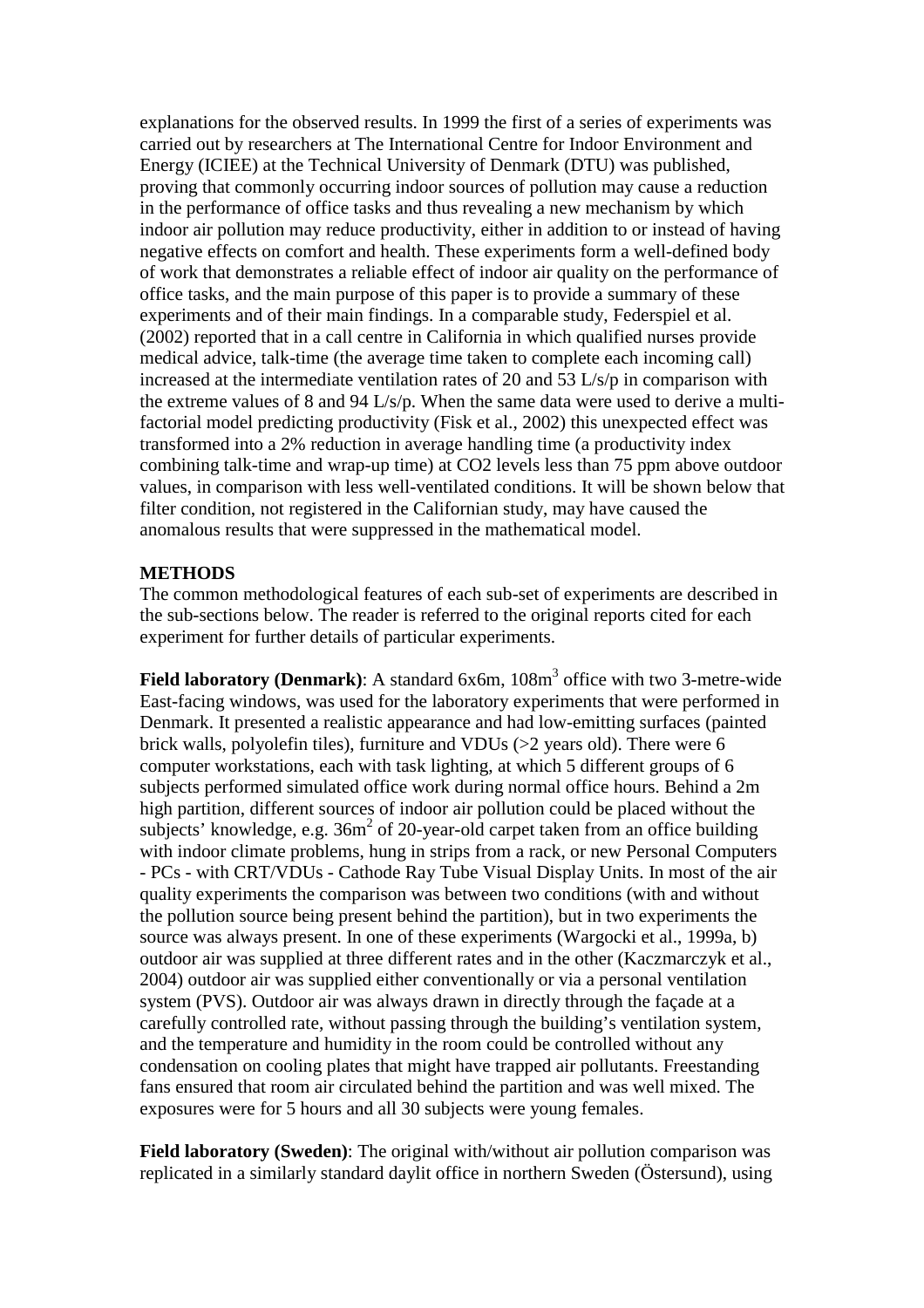explanations for the observed results. In 1999 the first of a series of experiments was carried out by researchers at The International Centre for Indoor Environment and Energy (ICIEE) at the Technical University of Denmark (DTU) was published, proving that commonly occurring indoor sources of pollution may cause a reduction in the performance of office tasks and thus revealing a new mechanism by which indoor air pollution may reduce productivity, either in addition to or instead of having negative effects on comfort and health. These experiments form a well-defined body of work that demonstrates a reliable effect of indoor air quality on the performance of office tasks, and the main purpose of this paper is to provide a summary of these experiments and of their main findings. In a comparable study, Federspiel et al. (2002) reported that in a call centre in California in which qualified nurses provide medical advice, talk-time (the average time taken to complete each incoming call) increased at the intermediate ventilation rates of 20 and 53 L/s/p in comparison with the extreme values of 8 and 94 L/s/p. When the same data were used to derive a multi-factorial model predicting productivity (Fisk et al., 2002) this unexpected effect was transformed into a 2% reduction in average handling time (a productivity index combining talk-time and wrap-up time) at $CO_2$ levels less than 75 ppm above outdoor values, in comparison with less well-ventilated conditions. It will be shown below that filter condition, not registered in the Californian study, may have caused the anomalous results that were suppressed in the mathematical model.

**METHODS**

The common methodological features of each sub-set of experiments are described in the sub-sections below. The reader is referred to the original reports cited for each experiment for further details of particular experiments.

**Field laboratory (Denmark)**: A standard 6x6m, $108m^3$ office with two 3-metre-wide East-facing windows, was used for the laboratory experiments that were performed in Denmark. It presented a realistic appearance and had low-emitting surfaces (painted brick walls, polyolefin tiles), furniture and VDUs (>2 years old). There were 6 computer workstations, each with task lighting, at which 5 different groups of 6 subjects performed simulated office work during normal office hours. Behind a 2m high partition, different sources of indoor air pollution could be placed without the subjects' knowledge, e.g. $36m^2$ of 20-year-old carpet taken from an office building with indoor climate problems, hung in strips from a rack, or new Personal Computers - PCs - with CRT/VDUs - Cathode Ray Tube Visual Display Units. In most of the air quality experiments the comparison was between two conditions (with and without the pollution source being present behind the partition), but in two experiments the source was always present. In one of these experiments (Wargocki et al., 1999a, b) outdoor air was supplied at three different rates and in the other (Kaczmarczyk et al., 2004) outdoor air was supplied either conventionally or via a personal ventilation system (PVS). Outdoor air was always drawn in directly through the façade at a carefully controlled rate, without passing through the building's ventilation system, and the temperature and humidity in the room could be controlled without any condensation on cooling plates that might have trapped air pollutants. Freestanding fans ensured that room air circulated behind the partition and was well mixed. The exposures were for 5 hours and all 30 subjects were young females.

**Field laboratory (Sweden)**: The original with/without air pollution comparison was replicated in a similarly standard daylit office in northern Sweden (Östersund), using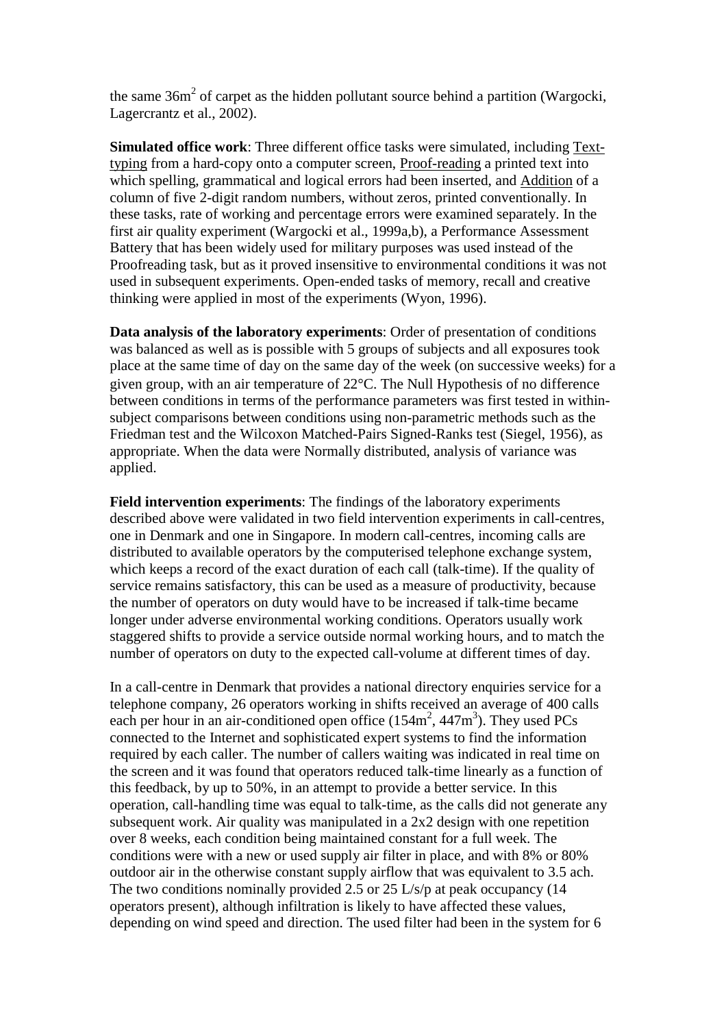the same 36m$^2$ of carpet as the hidden pollutant source behind a partition (Wargocki, Lagercrantz et al., 2002).

**Simulated office work**: Three different office tasks were simulated, including Text-typing from a hard-copy onto a computer screen, Proof-reading a printed text into which spelling, grammatical and logical errors had been inserted, and Addition of a column of five 2-digit random numbers, without zeros, printed conventionally. In these tasks, rate of working and percentage errors were examined separately. In the first air quality experiment (Wargocki et al., 1999a,b), a Performance Assessment Battery that has been widely used for military purposes was used instead of the Proofreading task, but as it proved insensitive to environmental conditions it was not used in subsequent experiments. Open-ended tasks of memory, recall and creative thinking were applied in most of the experiments (Wyon, 1996).

**Data analysis of the laboratory experiments**: Order of presentation of conditions was balanced as well as is possible with 5 groups of subjects and all exposures took place at the same time of day on the same day of the week (on successive weeks) for a given group, with an air temperature of 22°C. The Null Hypothesis of no difference between conditions in terms of the performance parameters was first tested in within-subject comparisons between conditions using non-parametric methods such as the Friedman test and the Wilcoxon Matched-Pairs Signed-Ranks test (Siegel, 1956), as appropriate. When the data were Normally distributed, analysis of variance was applied.

**Field intervention experiments**: The findings of the laboratory experiments described above were validated in two field intervention experiments in call-centres, one in Denmark and one in Singapore. In modern call-centres, incoming calls are distributed to available operators by the computerised telephone exchange system, which keeps a record of the exact duration of each call (talk-time). If the quality of service remains satisfactory, this can be used as a measure of productivity, because the number of operators on duty would have to be increased if talk-time became longer under adverse environmental working conditions. Operators usually work staggered shifts to provide a service outside normal working hours, and to match the number of operators on duty to the expected call-volume at different times of day.

In a call-centre in Denmark that provides a national directory enquiries service for a telephone company, 26 operators working in shifts received an average of 400 calls each per hour in an air-conditioned open office (154m$^2$, 447m$^3$). They used PCs connected to the Internet and sophisticated expert systems to find the information required by each caller. The number of callers waiting was indicated in real time on the screen and it was found that operators reduced talk-time linearly as a function of this feedback, by up to 50%, in an attempt to provide a better service. In this operation, call-handling time was equal to talk-time, as the calls did not generate any subsequent work. Air quality was manipulated in a 2x2 design with one repetition over 8 weeks, each condition being maintained constant for a full week. The conditions were with a new or used supply air filter in place, and with 8% or 80% outdoor air in the otherwise constant supply airflow that was equivalent to 3.5 ach. The two conditions nominally provided 2.5 or 25 L/s/p at peak occupancy (14 operators present), although infiltration is likely to have affected these values, depending on wind speed and direction. The used filter had been in the system for 6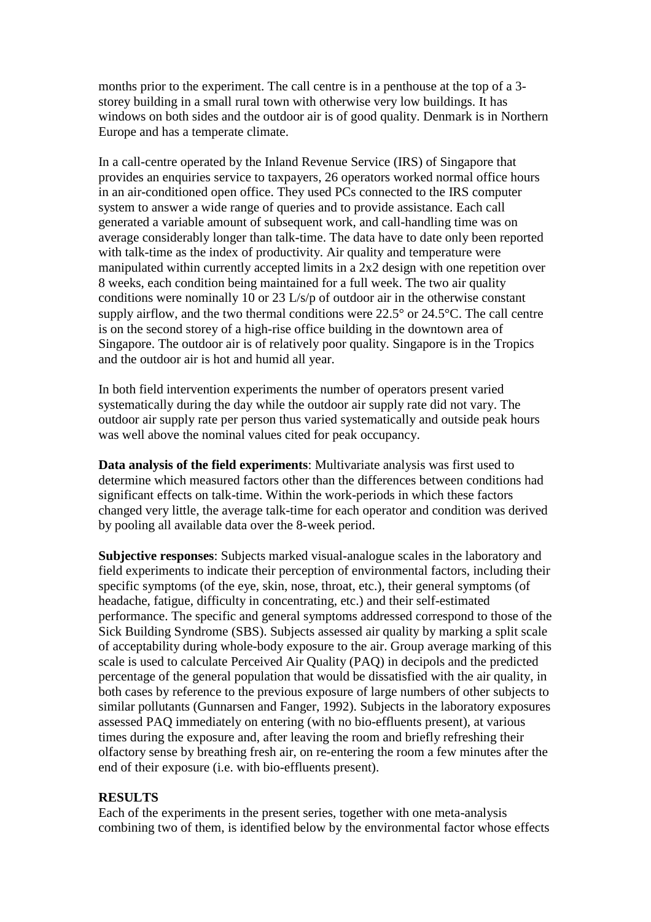months prior to the experiment. The call centre is in a penthouse at the top of a 3-storey building in a small rural town with otherwise very low buildings. It has windows on both sides and the outdoor air is of good quality. Denmark is in Northern Europe and has a temperate climate.

In a call-centre operated by the Inland Revenue Service (IRS) of Singapore that provides an enquiries service to taxpayers, 26 operators worked normal office hours in an air-conditioned open office. They used PCs connected to the IRS computer system to answer a wide range of queries and to provide assistance. Each call generated a variable amount of subsequent work, and call-handling time was on average considerably longer than talk-time. The data have to date only been reported with talk-time as the index of productivity. Air quality and temperature were manipulated within currently accepted limits in a 2x2 design with one repetition over 8 weeks, each condition being maintained for a full week. The two air quality conditions were nominally 10 or 23 L/s/p of outdoor air in the otherwise constant supply airflow, and the two thermal conditions were 22.5° or 24.5°C. The call centre is on the second storey of a high-rise office building in the downtown area of Singapore. The outdoor air is of relatively poor quality. Singapore is in the Tropics and the outdoor air is hot and humid all year.

In both field intervention experiments the number of operators present varied systematically during the day while the outdoor air supply rate did not vary. The outdoor air supply rate per person thus varied systematically and outside peak hours was well above the nominal values cited for peak occupancy.

**Data analysis of the field experiments**: Multivariate analysis was first used to determine which measured factors other than the differences between conditions had significant effects on talk-time. Within the work-periods in which these factors changed very little, the average talk-time for each operator and condition was derived by pooling all available data over the 8-week period.

**Subjective responses**: Subjects marked visual-analogue scales in the laboratory and field experiments to indicate their perception of environmental factors, including their specific symptoms (of the eye, skin, nose, throat, etc.), their general symptoms (of headache, fatigue, difficulty in concentrating, etc.) and their self-estimated performance. The specific and general symptoms addressed correspond to those of the Sick Building Syndrome (SBS). Subjects assessed air quality by marking a split scale of acceptability during whole-body exposure to the air. Group average marking of this scale is used to calculate Perceived Air Quality (PAQ) in decipols and the predicted percentage of the general population that would be dissatisfied with the air quality, in both cases by reference to the previous exposure of large numbers of other subjects to similar pollutants (Gunnarsen and Fanger, 1992). Subjects in the laboratory exposures assessed PAQ immediately on entering (with no bio-effluents present), at various times during the exposure and, after leaving the room and briefly refreshing their olfactory sense by breathing fresh air, on re-entering the room a few minutes after the end of their exposure (i.e. with bio-effluents present).

## RESULTS

Each of the experiments in the present series, together with one meta-analysis combining two of them, is identified below by the environmental factor whose effects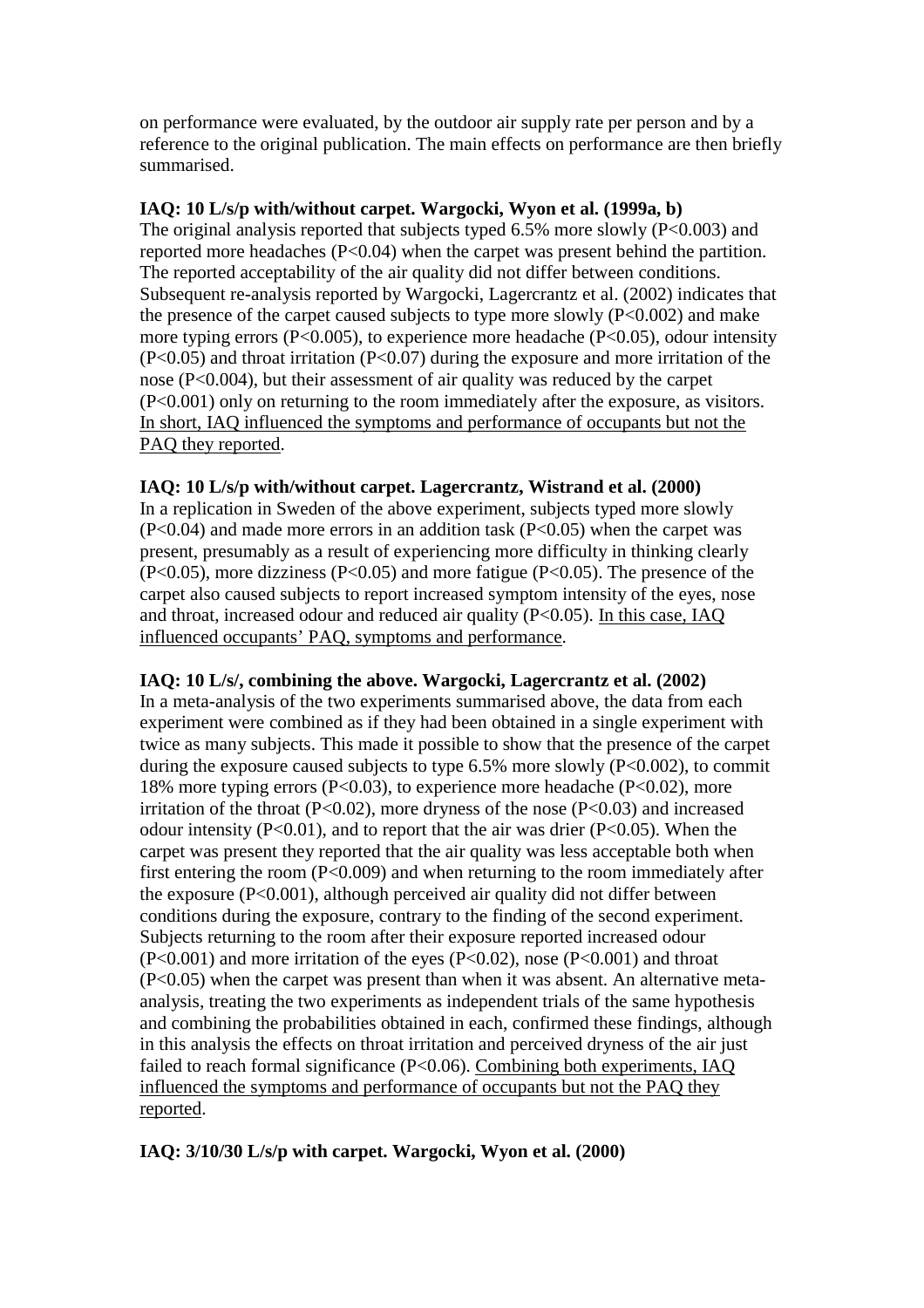on performance were evaluated, by the outdoor air supply rate per person and by a reference to the original publication. The main effects on performance are then briefly summarised.

**IAQ: 10 L/s/p with/without carpet. Wargocki, Wyon et al. (1999a, b)**

The original analysis reported that subjects typed 6.5% more slowly ($P<0.003$) and reported more headaches ($P<0.04$) when the carpet was present behind the partition. The reported acceptability of the air quality did not differ between conditions. Subsequent re-analysis reported by Wargocki, Lagercrantz et al. (2002) indicates that the presence of the carpet caused subjects to type more slowly ($P<0.002$) and make more typing errors ($P<0.005$), to experience more headache ($P<0.05$), odour intensity ($P<0.05$) and throat irritation ($P<0.07$) during the exposure and more irritation of the nose ($P<0.004$), but their assessment of air quality was reduced by the carpet ($P<0.001$) only on returning to the room immediately after the exposure, as visitors. <u>In short, IAQ influenced the symptoms and performance of occupants but not the PAQ they reported</u>.

**IAQ: 10 L/s/p with/without carpet. Lagercrantz, Wistrand et al. (2000)**

In a replication in Sweden of the above experiment, subjects typed more slowly ($P<0.04$) and made more errors in an addition task ($P<0.05$) when the carpet was present, presumably as a result of experiencing more difficulty in thinking clearly ($P<0.05$), more dizziness ($P<0.05$) and more fatigue ($P<0.05$). The presence of the carpet also caused subjects to report increased symptom intensity of the eyes, nose and throat, increased odour and reduced air quality ($P<0.05$). <u>In this case, IAQ influenced occupants' PAQ, symptoms and performance</u>.

**IAQ: 10 L/s/, combining the above. Wargocki, Lagercrantz et al. (2002)**

In a meta-analysis of the two experiments summarised above, the data from each experiment were combined as if they had been obtained in a single experiment with twice as many subjects. This made it possible to show that the presence of the carpet during the exposure caused subjects to type 6.5% more slowly ($P<0.002$), to commit 18% more typing errors ($P<0.03$), to experience more headache ($P<0.02$), more irritation of the throat ($P<0.02$), more dryness of the nose ($P<0.03$) and increased odour intensity ($P<0.01$), and to report that the air was drier ($P<0.05$). When the carpet was present they reported that the air quality was less acceptable both when first entering the room ($P<0.009$) and when returning to the room immediately after the exposure ($P<0.001$), although perceived air quality did not differ between conditions during the exposure, contrary to the finding of the second experiment. Subjects returning to the room after their exposure reported increased odour ($P<0.001$) and more irritation of the eyes ($P<0.02$), nose ($P<0.001$) and throat ($P<0.05$) when the carpet was present than when it was absent. An alternative meta-analysis, treating the two experiments as independent trials of the same hypothesis and combining the probabilities obtained in each, confirmed these findings, although in this analysis the effects on throat irritation and perceived dryness of the air just failed to reach formal significance ($P<0.06$). <u>Combining both experiments, IAQ influenced the symptoms and performance of occupants but not the PAQ they reported</u>.

**IAQ: 3/10/30 L/s/p with carpet. Wargocki, Wyon et al. (2000)**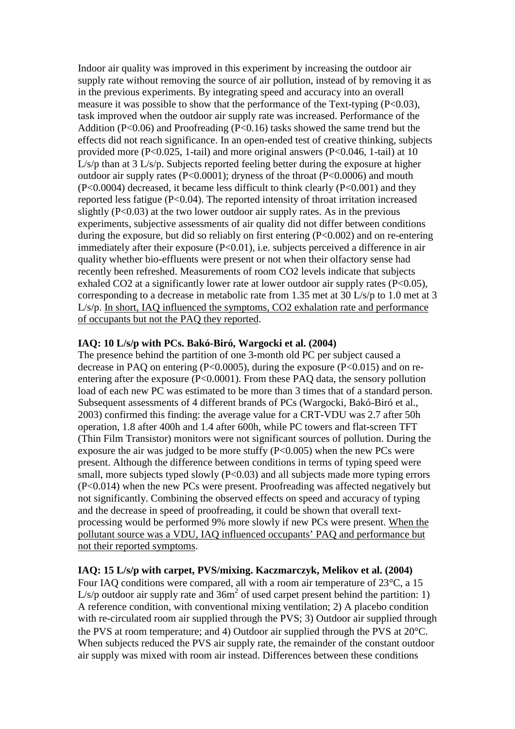Indoor air quality was improved in this experiment by increasing the outdoor air supply rate without removing the source of air pollution, instead of by removing it as in the previous experiments. By integrating speed and accuracy into an overall measure it was possible to show that the performance of the Text-typing ($P<0.03$), task improved when the outdoor air supply rate was increased. Performance of the Addition ($P<0.06$) and Proofreading ($P<0.16$) tasks showed the same trend but the effects did not reach significance. In an open-ended test of creative thinking, subjects provided more ($P<0.025$, 1-tail) and more original answers ($P<0.046$, 1-tail) at 10 L/s/p than at 3 L/s/p. Subjects reported feeling better during the exposure at higher outdoor air supply rates ($P<0.0001$); dryness of the throat ($P<0.0006$) and mouth ($P<0.0004$) decreased, it became less difficult to think clearly ($P<0.001$) and they reported less fatigue ($P<0.04$). The reported intensity of throat irritation increased slightly ($P<0.03$) at the two lower outdoor air supply rates. As in the previous experiments, subjective assessments of air quality did not differ between conditions during the exposure, but did so reliably on first entering ($P<0.002$) and on re-entering immediately after their exposure ($P<0.01$), i.e. subjects perceived a difference in air quality whether bio-effluents were present or not when their olfactory sense had recently been refreshed. Measurements of room $CO_2$ levels indicate that subjects exhaled $CO_2$ at a significantly lower rate at lower outdoor air supply rates ($P<0.05$), corresponding to a decrease in metabolic rate from 1.35 met at 30 L/s/p to 1.0 met at 3 L/s/p. In short, IAQ influenced the symptoms, $CO_2$ exhalation rate and performance of occupants but not the PAQ they reported.

**IAQ: 10 L/s/p with PCs. Bakó-Biró, Wargocki et al. (2004)**

The presence behind the partition of one 3-month old PC per subject caused a decrease in PAQ on entering ($P<0.0005$), during the exposure ($P<0.015$) and on re-entering after the exposure ($P<0.0001$). From these PAQ data, the sensory pollution load of each new PC was estimated to be more than 3 times that of a standard person. Subsequent assessments of 4 different brands of PCs (Wargocki, Bakó-Biró et al., 2003) confirmed this finding: the average value for a CRT-VDU was 2.7 after 50h operation, 1.8 after 400h and 1.4 after 600h, while PC towers and flat-screen TFT (Thin Film Transistor) monitors were not significant sources of pollution. During the exposure the air was judged to be more stuffy ($P<0.005$) when the new PCs were present. Although the difference between conditions in terms of typing speed were small, more subjects typed slowly ($P<0.03$) and all subjects made more typing errors ($P<0.014$) when the new PCs were present. Proofreading was affected negatively but not significantly. Combining the observed effects on speed and accuracy of typing and the decrease in speed of proofreading, it could be shown that overall text-processing would be performed 9% more slowly if new PCs were present. When the pollutant source was a VDU, IAQ influenced occupants' PAQ and performance but not their reported symptoms.

**IAQ: 15 L/s/p with carpet, PVS/mixing. Kaczmarczyk, Melikov et al. (2004)**

Four IAQ conditions were compared, all with a room air temperature of 23°C, a 15 L/s/p outdoor air supply rate and 36m$^2$ of used carpet present behind the partition: 1) A reference condition, with conventional mixing ventilation; 2) A placebo condition with re-circulated room air supplied through the PVS; 3) Outdoor air supplied through the PVS at room temperature; and 4) Outdoor air supplied through the PVS at 20°C. When subjects reduced the PVS air supply rate, the remainder of the constant outdoor air supply was mixed with room air instead. Differences between these conditions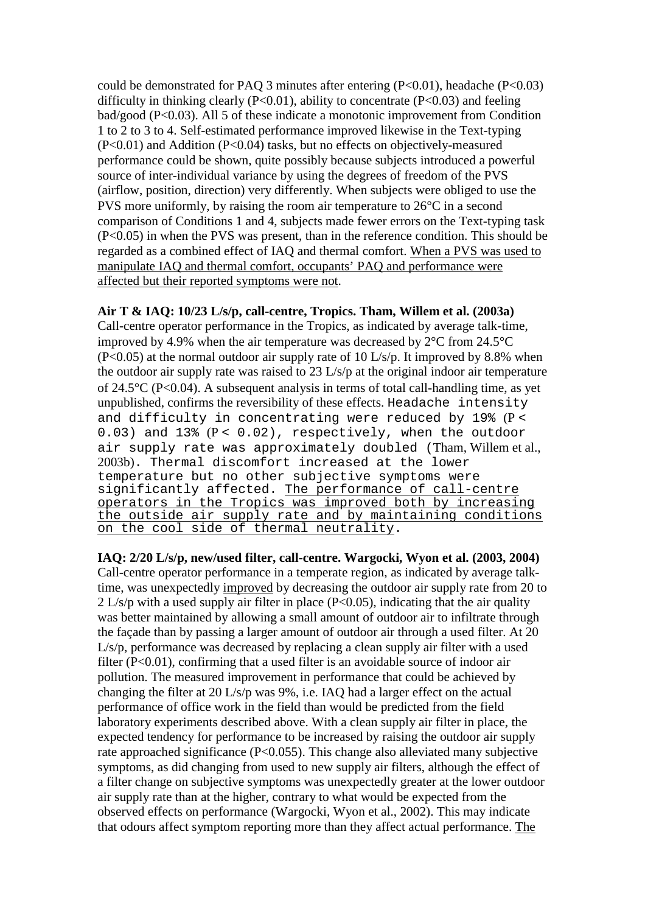could be demonstrated for PAQ 3 minutes after entering ($P<0.01$), headache ($P<0.03$) difficulty in thinking clearly ($P<0.01$), ability to concentrate ($P<0.03$) and feeling bad/good ($P<0.03$). All 5 of these indicate a monotonic improvement from Condition 1 to 2 to 3 to 4. Self-estimated performance improved likewise in the Text-typing ($P<0.01$) and Addition ($P<0.04$) tasks, but no effects on objectively-measured performance could be shown, quite possibly because subjects introduced a powerful source of inter-individual variance by using the degrees of freedom of the PVS (airflow, position, direction) very differently. When subjects were obliged to use the PVS more uniformly, by raising the room air temperature to 26°C in a second comparison of Conditions 1 and 4, subjects made fewer errors on the Text-typing task ($P<0.05$) in when the PVS was present, than in the reference condition. This should be regarded as a combined effect of IAQ and thermal comfort. When a PVS was used to manipulate IAQ and thermal comfort, occupants' PAQ and performance were affected but their reported symptoms were not.

**Air T & IAQ: 10/23 L/s/p, call-centre, Tropics. Tham, Willem et al. (2003a)**
Call-centre operator performance in the Tropics, as indicated by average talk-time, improved by 4.9% when the air temperature was decreased by 2°C from 24.5°C ($P<0.05$) at the normal outdoor air supply rate of 10 L/s/p. It improved by 8.8% when the outdoor air supply rate was raised to 23 L/s/p at the original indoor air temperature of 24.5°C ($P<0.04$). A subsequent analysis in terms of total call-handling time, as yet unpublished, confirms the reversibility of these effects. Headache intensity and difficulty in concentrating were reduced by 19% ($P < 0.03$) and 13% ($P < 0.02$), respectively, when the outdoor air supply rate was approximately doubled (Tham, Willem et al., 2003b). Thermal discomfort increased at the lower temperature but no other subjective symptoms were significantly affected. The performance of call-centre operators in the Tropics was improved both by increasing the outside air supply rate and by maintaining conditions on the cool side of thermal neutrality.

**IAQ: 2/20 L/s/p, new/used filter, call-centre. Wargocki, Wyon et al. (2003, 2004)**
Call-centre operator performance in a temperate region, as indicated by average talk-time, was unexpectedly improved by decreasing the outdoor air supply rate from 20 to 2 L/s/p with a used supply air filter in place ($P<0.05$), indicating that the air quality was better maintained by allowing a small amount of outdoor air to infiltrate through the façade than by passing a larger amount of outdoor air through a used filter. At 20 L/s/p, performance was decreased by replacing a clean supply air filter with a used filter ($P<0.01$), confirming that a used filter is an avoidable source of indoor air pollution. The measured improvement in performance that could be achieved by changing the filter at 20 L/s/p was 9%, i.e. IAQ had a larger effect on the actual performance of office work in the field than would be predicted from the field laboratory experiments described above. With a clean supply air filter in place, the expected tendency for performance to be increased by raising the outdoor air supply rate approached significance ($P<0.055$). This change also alleviated many subjective symptoms, as did changing from used to new supply air filters, although the effect of a filter change on subjective symptoms was unexpectedly greater at the lower outdoor air supply rate than at the higher, contrary to what would be expected from the observed effects on performance (Wargocki, Wyon et al., 2002). This may indicate that odours affect symptom reporting more than they affect actual performance. The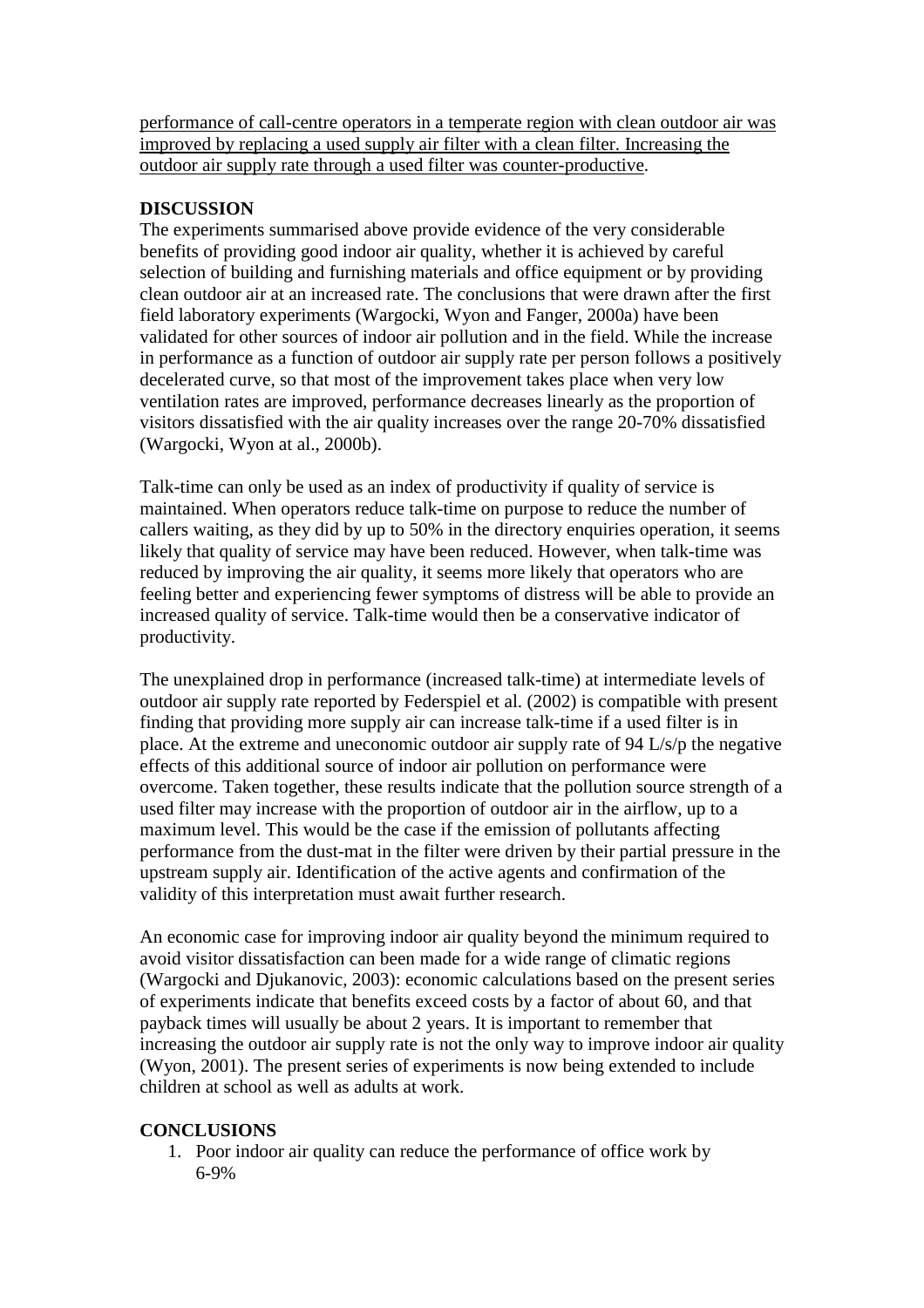performance of call-centre operators in a temperate region with clean outdoor air was improved by replacing a used supply air filter with a clean filter. Increasing the outdoor air supply rate through a used filter was counter-productive.

## DISCUSSION

The experiments summarised above provide evidence of the very considerable benefits of providing good indoor air quality, whether it is achieved by careful selection of building and furnishing materials and office equipment or by providing clean outdoor air at an increased rate. The conclusions that were drawn after the first field laboratory experiments (Wargocki, Wyon and Fanger, 2000a) have been validated for other sources of indoor air pollution and in the field. While the increase in performance as a function of outdoor air supply rate per person follows a positively decelerated curve, so that most of the improvement takes place when very low ventilation rates are improved, performance decreases linearly as the proportion of visitors dissatisfied with the air quality increases over the range 20-70% dissatisfied (Wargocki, Wyon at al., 2000b).

Talk-time can only be used as an index of productivity if quality of service is maintained. When operators reduce talk-time on purpose to reduce the number of callers waiting, as they did by up to 50% in the directory enquiries operation, it seems likely that quality of service may have been reduced. However, when talk-time was reduced by improving the air quality, it seems more likely that operators who are feeling better and experiencing fewer symptoms of distress will be able to provide an increased quality of service. Talk-time would then be a conservative indicator of productivity.

The unexplained drop in performance (increased talk-time) at intermediate levels of outdoor air supply rate reported by Federspiel et al. (2002) is compatible with present finding that providing more supply air can increase talk-time if a used filter is in place. At the extreme and uneconomic outdoor air supply rate of 94 L/s/p the negative effects of this additional source of indoor air pollution on performance were overcome. Taken together, these results indicate that the pollution source strength of a used filter may increase with the proportion of outdoor air in the airflow, up to a maximum level. This would be the case if the emission of pollutants affecting performance from the dust-mat in the filter were driven by their partial pressure in the upstream supply air. Identification of the active agents and confirmation of the validity of this interpretation must await further research.

An economic case for improving indoor air quality beyond the minimum required to avoid visitor dissatisfaction can been made for a wide range of climatic regions (Wargocki and Djukanovic, 2003): economic calculations based on the present series of experiments indicate that benefits exceed costs by a factor of about 60, and that payback times will usually be about 2 years. It is important to remember that increasing the outdoor air supply rate is not the only way to improve indoor air quality (Wyon, 2001). The present series of experiments is now being extended to include children at school as well as adults at work.

## CONCLUSIONS

1. Poor indoor air quality can reduce the performance of office work by 6-9%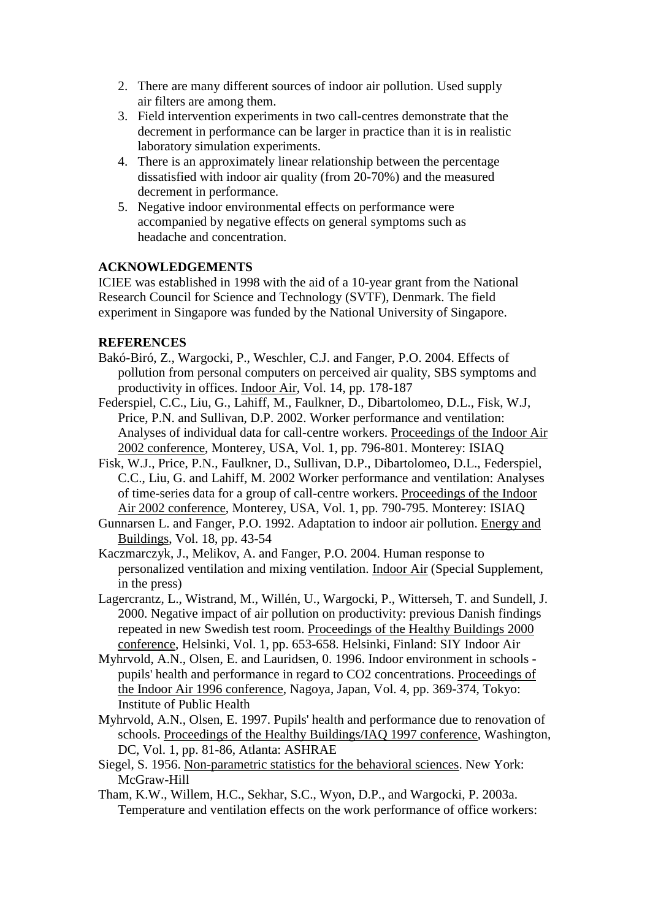2. There are many different sources of indoor air pollution. Used supply air filters are among them.
3. Field intervention experiments in two call-centres demonstrate that the decrement in performance can be larger in practice than it is in realistic laboratory simulation experiments.
4. There is an approximately linear relationship between the percentage dissatisfied with indoor air quality (from 20-70%) and the measured decrement in performance.
5. Negative indoor environmental effects on performance were accompanied by negative effects on general symptoms such as headache and concentration.

## ACKNOWLEDGEMENTS

ICIEE was established in 1998 with the aid of a 10-year grant from the National Research Council for Science and Technology (SVTF), Denmark. The field experiment in Singapore was funded by the National University of Singapore.

## REFERENCES

Bakó-Biró, Z., Wargocki, P., Weschler, C.J. and Fanger, P.O. 2004. Effects of pollution from personal computers on perceived air quality, SBS symptoms and productivity in offices. Indoor Air, Vol. 14, pp. 178-187

Federspiel, C.C., Liu, G., Lahiff, M., Faulkner, D., Dibartolomeo, D.L., Fisk, W.J, Price, P.N. and Sullivan, D.P. 2002. Worker performance and ventilation: Analyses of individual data for call-centre workers. Proceedings of the Indoor Air 2002 conference, Monterey, USA, Vol. 1, pp. 796-801. Monterey: ISIAQ

Fisk, W.J., Price, P.N., Faulkner, D., Sullivan, D.P., Dibartolomeo, D.L., Federspiel, C.C., Liu, G. and Lahiff, M. 2002 Worker performance and ventilation: Analyses of time-series data for a group of call-centre workers. Proceedings of the Indoor Air 2002 conference, Monterey, USA, Vol. 1, pp. 790-795. Monterey: ISIAQ

Gunnarsen L. and Fanger, P.O. 1992. Adaptation to indoor air pollution. Energy and Buildings, Vol. 18, pp. 43-54

Kaczmarczyk, J., Melikov, A. and Fanger, P.O. 2004. Human response to personalized ventilation and mixing ventilation. Indoor Air (Special Supplement, in the press)

Lagercrantz, L., Wistrand, M., Willén, U., Wargocki, P., Witterseh, T. and Sundell, J. 2000. Negative impact of air pollution on productivity: previous Danish findings repeated in new Swedish test room. Proceedings of the Healthy Buildings 2000 conference, Helsinki, Vol. 1, pp. 653-658. Helsinki, Finland: SIY Indoor Air

Myhrvold, A.N., Olsen, E. and Lauridsen, 0. 1996. Indoor environment in schools - pupils' health and performance in regard to CO2 concentrations. Proceedings of the Indoor Air 1996 conference, Nagoya, Japan, Vol. 4, pp. 369-374, Tokyo: Institute of Public Health

Myhrvold, A.N., Olsen, E. 1997. Pupils' health and performance due to renovation of schools. Proceedings of the Healthy Buildings/IAQ 1997 conference, Washington, DC, Vol. 1, pp. 81-86, Atlanta: ASHRAE

Siegel, S. 1956. Non-parametric statistics for the behavioral sciences. New York: McGraw-Hill

Tham, K.W., Willem, H.C., Sekhar, S.C., Wyon, D.P., and Wargocki, P. 2003a. Temperature and ventilation effects on the work performance of office workers: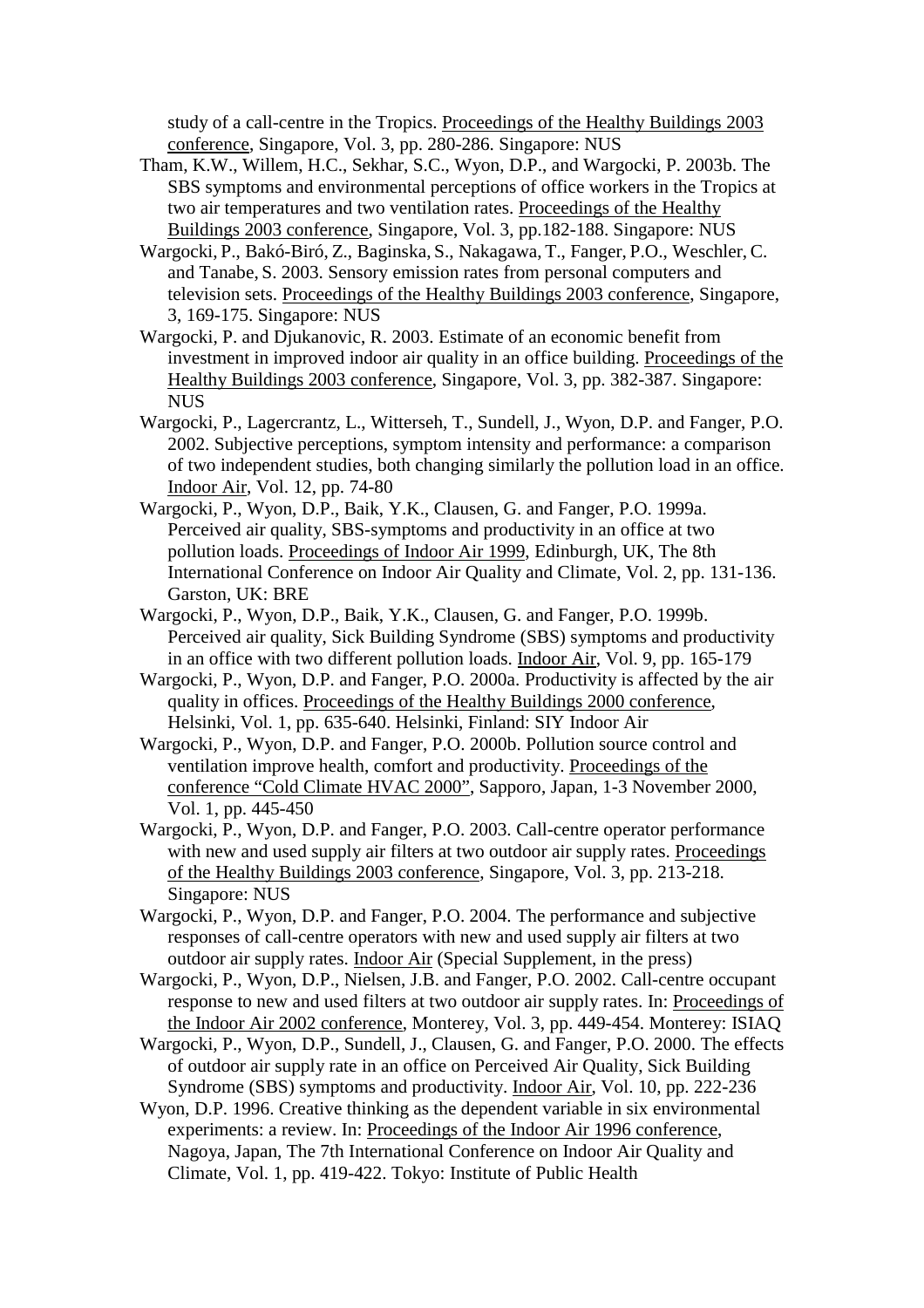study of a call-centre in the Tropics. Proceedings of the Healthy Buildings 2003 conference, Singapore, Vol. 3, pp. 280-286. Singapore: NUS

Tham, K.W., Willem, H.C., Sekhar, S.C., Wyon, D.P., and Wargocki, P. 2003b. The SBS symptoms and environmental perceptions of office workers in the Tropics at two air temperatures and two ventilation rates. Proceedings of the Healthy Buildings 2003 conference, Singapore, Vol. 3, pp.182-188. Singapore: NUS

Wargocki, P., Bakó-Biró, Z., Baginska, S., Nakagawa, T., Fanger, P.O., Weschler, C. and Tanabe, S. 2003. Sensory emission rates from personal computers and television sets. Proceedings of the Healthy Buildings 2003 conference, Singapore, 3, 169-175. Singapore: NUS

Wargocki, P. and Djukanovic, R. 2003. Estimate of an economic benefit from investment in improved indoor air quality in an office building. Proceedings of the Healthy Buildings 2003 conference, Singapore, Vol. 3, pp. 382-387. Singapore: NUS

Wargocki, P., Lagercrantz, L., Witterseh, T., Sundell, J., Wyon, D.P. and Fanger, P.O. 2002. Subjective perceptions, symptom intensity and performance: a comparison of two independent studies, both changing similarly the pollution load in an office. Indoor Air, Vol. 12, pp. 74-80

Wargocki, P., Wyon, D.P., Baik, Y.K., Clausen, G. and Fanger, P.O. 1999a. Perceived air quality, SBS-symptoms and productivity in an office at two pollution loads. Proceedings of Indoor Air 1999, Edinburgh, UK, The 8th International Conference on Indoor Air Quality and Climate, Vol. 2, pp. 131-136. Garston, UK: BRE

Wargocki, P., Wyon, D.P., Baik, Y.K., Clausen, G. and Fanger, P.O. 1999b. Perceived air quality, Sick Building Syndrome (SBS) symptoms and productivity in an office with two different pollution loads. Indoor Air, Vol. 9, pp. 165-179

Wargocki, P., Wyon, D.P. and Fanger, P.O. 2000a. Productivity is affected by the air quality in offices. Proceedings of the Healthy Buildings 2000 conference, Helsinki, Vol. 1, pp. 635-640. Helsinki, Finland: SIY Indoor Air

Wargocki, P., Wyon, D.P. and Fanger, P.O. 2000b. Pollution source control and ventilation improve health, comfort and productivity. Proceedings of the conference "Cold Climate HVAC 2000", Sapporo, Japan, 1-3 November 2000, Vol. 1, pp. 445-450

Wargocki, P., Wyon, D.P. and Fanger, P.O. 2003. Call-centre operator performance with new and used supply air filters at two outdoor air supply rates. Proceedings of the Healthy Buildings 2003 conference, Singapore, Vol. 3, pp. 213-218. Singapore: NUS

Wargocki, P., Wyon, D.P. and Fanger, P.O. 2004. The performance and subjective responses of call-centre operators with new and used supply air filters at two outdoor air supply rates. Indoor Air (Special Supplement, in the press)

Wargocki, P., Wyon, D.P., Nielsen, J.B. and Fanger, P.O. 2002. Call-centre occupant response to new and used filters at two outdoor air supply rates. In: Proceedings of the Indoor Air 2002 conference, Monterey, Vol. 3, pp. 449-454. Monterey: ISIAQ

Wargocki, P., Wyon, D.P., Sundell, J., Clausen, G. and Fanger, P.O. 2000. The effects of outdoor air supply rate in an office on Perceived Air Quality, Sick Building Syndrome (SBS) symptoms and productivity. Indoor Air, Vol. 10, pp. 222-236

Wyon, D.P. 1996. Creative thinking as the dependent variable in six environmental experiments: a review. In: Proceedings of the Indoor Air 1996 conference, Nagoya, Japan, The 7th International Conference on Indoor Air Quality and Climate, Vol. 1, pp. 419-422. Tokyo: Institute of Public Health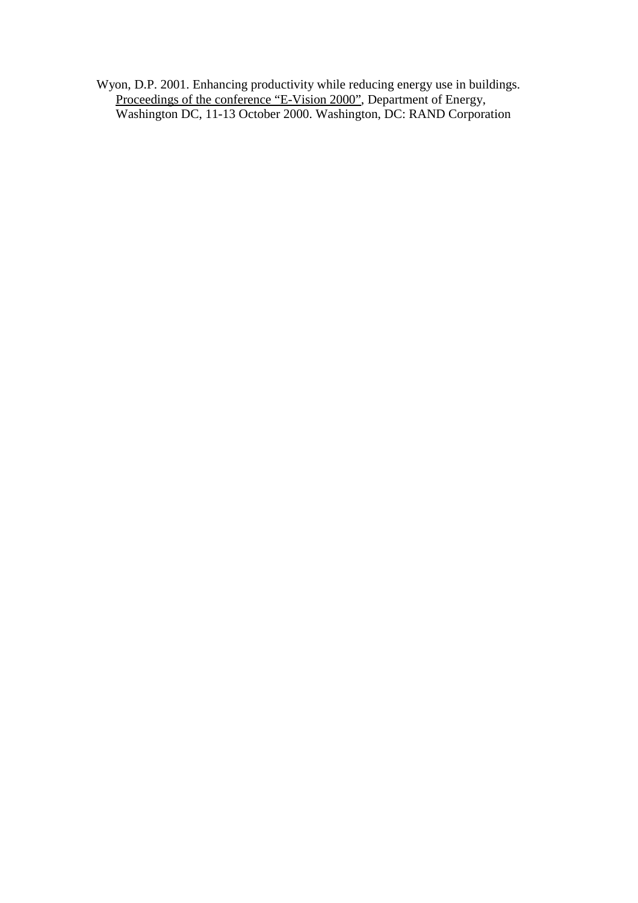Wyon, D.P. 2001. Enhancing productivity while reducing energy use in buildings. Proceedings of the conference "E-Vision 2000", Department of Energy, Washington DC, 11-13 October 2000. Washington, DC: RAND Corporation